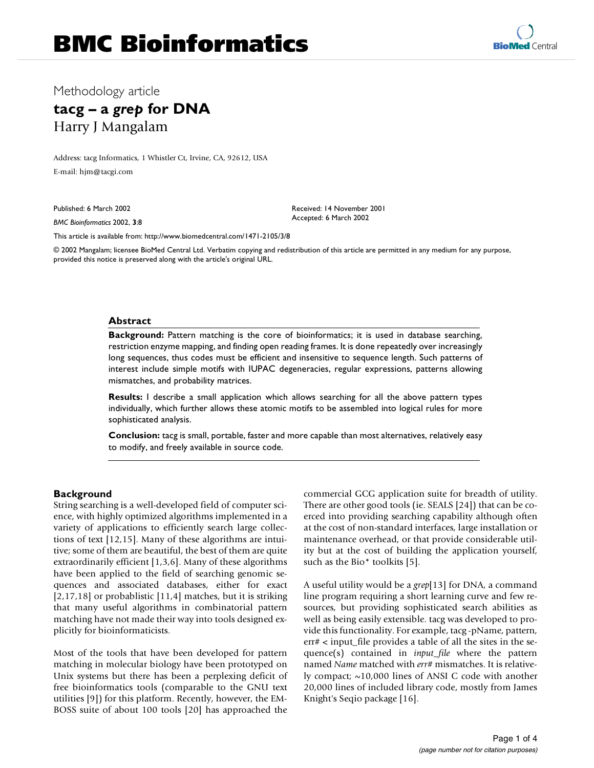Methodology article

# tacg – a *grep* for DNA

Harry J Mangalam

Address: tacg Informatics, 1 Whistler Ct, Irvine, CA, 92612, USA

E-mail: hjm@tacgi.com

Published: 6 March 2002

*BMC Bioinformatics* 2002, **3**:8

Received: 14 November 2001
Accepted: 6 March 2002

This article is available from: http://www.biomedcentral.com/1471-2105/3/8

© 2002 Mangalam; licensee BioMed Central Ltd. Verbatim copying and redistribution of this article are permitted in any medium for any purpose, provided this notice is preserved along with the article's original URL.

## Abstract

**Background:** Pattern matching is the core of bioinformatics; it is used in database searching, restriction enzyme mapping, and finding open reading frames. It is done repeatedly over increasingly long sequences, thus codes must be efficient and insensitive to sequence length. Such patterns of interest include simple motifs with IUPAC degeneracies, regular expressions, patterns allowing mismatches, and probability matrices.

**Results:** I describe a small application which allows searching for all the above pattern types individually, which further allows these atomic motifs to be assembled into logical rules for more sophisticated analysis.

**Conclusion:** tacg is small, portable, faster and more capable than most alternatives, relatively easy to modify, and freely available in source code.

## Background

String searching is a well-developed field of computer science, with highly optimized algorithms implemented in a variety of applications to efficiently search large collections of text [12,15]. Many of these algorithms are intuitive; some of them are beautiful, the best of them are quite extraordinarily efficient [1,3,6]. Many of these algorithms have been applied to the field of searching genomic sequences and associated databases, either for exact [2,17,18] or probablistic [11,4] matches, but it is striking that many useful algorithms in combinatorial pattern matching have not made their way into tools designed explicitly for bioinformaticists.

Most of the tools that have been developed for pattern matching in molecular biology have been prototyped on Unix systems but there has been a perplexing deficit of free bioinformatics tools (comparable to the GNU text utilities [9]) for this platform. Recently, however, the EMBOSS suite of about 100 tools [20] has approached the commercial GCG application suite for breadth of utility. There are other good tools (ie. SEALS [24]) that can be coerced into providing searching capability although often at the cost of non-standard interfaces, large installation or maintenance overhead, or that provide considerable utility but at the cost of building the application yourself, such as the Bio* toolkits [5].

A useful utility would be a *grep*[13] for DNA, a command line program requiring a short learning curve and few resources, but providing sophisticated search abilities as well as being easily extensible. tacg was developed to provide this functionality. For example, tacg -pName, pattern, err# < input_file provides a table of all the sites in the sequence(s) contained in *input_file* where the pattern named *Name* matched with *err#* mismatches. It is relatively compact; ~10,000 lines of ANSI C code with another 20,000 lines of included library code, mostly from James Knight's Seqio package [16].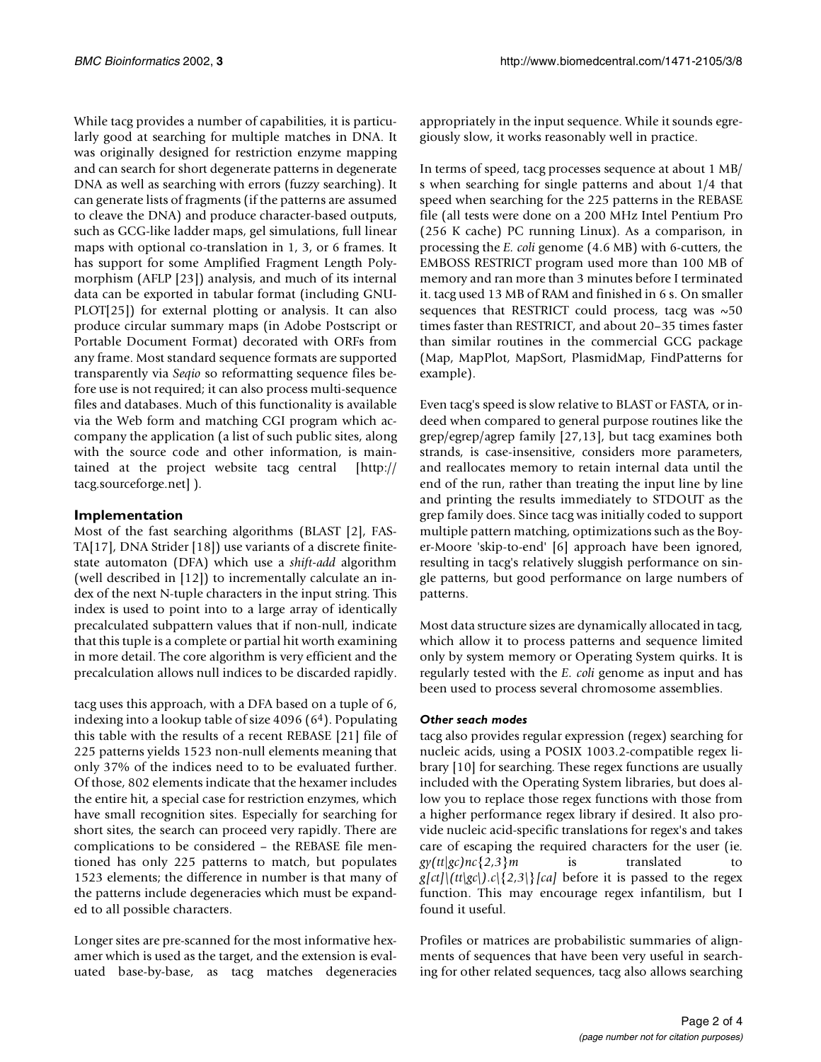While tacg provides a number of capabilities, it is particularly good at searching for multiple matches in DNA. It was originally designed for restriction enzyme mapping and can search for short degenerate patterns in degenerate DNA as well as searching with errors (fuzzy searching). It can generate lists of fragments (if the patterns are assumed to cleave the DNA) and produce character-based outputs, such as GCG-like ladder maps, gel simulations, full linear maps with optional co-translation in 1, 3, or 6 frames. It has support for some Amplified Fragment Length Polymorphism (AFLP [23]) analysis, and much of its internal data can be exported in tabular format (including GNUPLOT[25]) for external plotting or analysis. It can also produce circular summary maps (in Adobe Postscript or Portable Document Format) decorated with ORFs from any frame. Most standard sequence formats are supported transparently via *Seqio* so reformatting sequence files before use is not required; it can also process multi-sequence files and databases. Much of this functionality is available via the Web form and matching CGI program which accompany the application (a list of such public sites, along with the source code and other information, is maintained at the project website tacg central [http://tacg.sourceforge.net] ).

## Implementation

Most of the fast searching algorithms (BLAST [2], FASTA[17], DNA Strider [18]) use variants of a discrete finite-state automaton (DFA) which use a *shift-add* algorithm (well described in [12]) to incrementally calculate an index of the next N-tuple characters in the input string. This index is used to point into to a large array of identically precalculated subpattern values that if non-null, indicate that this tuple is a complete or partial hit worth examining in more detail. The core algorithm is very efficient and the precalculation allows null indices to be discarded rapidly.

tacg uses this approach, with a DFA based on a tuple of 6, indexing into a lookup table of size 4096 ($6^4$). Populating this table with the results of a recent REBASE [21] file of 225 patterns yields 1523 non-null elements meaning that only 37% of the indices need to to be evaluated further. Of those, 802 elements indicate that the hexamer includes the entire hit, a special case for restriction enzymes, which have small recognition sites. Especially for searching for short sites, the search can proceed very rapidly. There are complications to be considered – the REBASE file mentioned has only 225 patterns to match, but populates 1523 elements; the difference in number is that many of the patterns include degeneracies which must be expanded to all possible characters.

Longer sites are pre-scanned for the most informative hexamer which is used as the target, and the extension is evaluated base-by-base, as tacg matches degeneracies appropriately in the input sequence. While it sounds egregiously slow, it works reasonably well in practice.

In terms of speed, tacg processes sequence at about 1 MB/s when searching for single patterns and about 1/4 that speed when searching for the 225 patterns in the REBASE file (all tests were done on a 200 MHz Intel Pentium Pro (256 K cache) PC running Linux). As a comparison, in processing the *E. coli* genome (4.6 MB) with 6-cutters, the EMBOSS RESTRICT program used more than 100 MB of memory and ran more than 3 minutes before I terminated it. tacg used 13 MB of RAM and finished in 6 s. On smaller sequences that RESTRICT could process, tacg was ~50 times faster than RESTRICT, and about 20–35 times faster than similar routines in the commercial GCG package (Map, MapPlot, MapSort, PlasmidMap, FindPatterns for example).

Even tacg's speed is slow relative to BLAST or FASTA, or indeed when compared to general purpose routines like the grep/egrep/agrep family [27,13], but tacg examines both strands, is case-insensitive, considers more parameters, and reallocates memory to retain internal data until the end of the run, rather than treating the input line by line and printing the results immediately to STDOUT as the grep family does. Since tacg was initially coded to support multiple pattern matching, optimizations such as the Boyer-Moore 'skip-to-end' [6] approach have been ignored, resulting in tacg's relatively sluggish performance on single patterns, but good performance on large numbers of patterns.

Most data structure sizes are dynamically allocated in tacg, which allow it to process patterns and sequence limited only by system memory or Operating System quirks. It is regularly tested with the *E. coli* genome as input and has been used to process several chromosome assemblies.

### *Other seach modes*

tacg also provides regular expression (regex) searching for nucleic acids, using a POSIX 1003.2-compatible regex library [10] for searching. These regex functions are usually included with the Operating System libraries, but does allow you to replace those regex functions with those from a higher performance regex library if desired. It also provide nucleic acid-specific translations for regex's and takes care of escaping the required characters for the user (ie. *gy(tt|gc)nc{2,3}m* is translated to *g[ct]\(tt\|gc\).c\{2,3\}[ca]* before it is passed to the regex function. This may encourage regex infantilism, but I found it useful.

Profiles or matrices are probabilistic summaries of alignments of sequences that have been very useful in searching for other related sequences, tacg also allows searching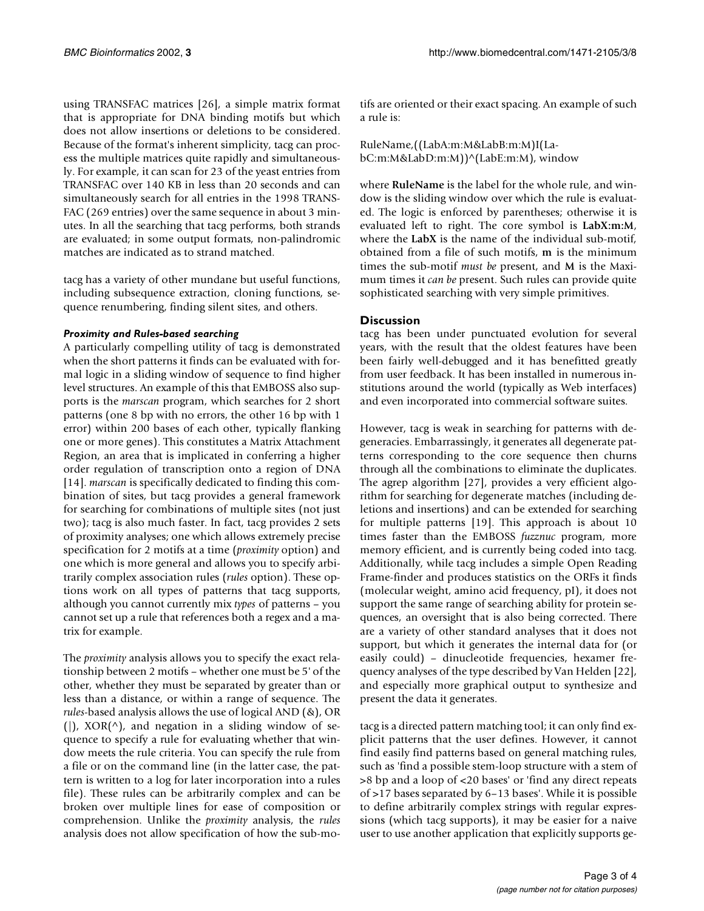using TRANSFAC matrices [26], a simple matrix format that is appropriate for DNA binding motifs but which does not allow insertions or deletions to be considered. Because of the format's inherent simplicity, tacg can process the multiple matrices quite rapidly and simultaneously. For example, it can scan for 23 of the yeast entries from TRANSFAC over 140 KB in less than 20 seconds and can simultaneously search for all entries in the 1998 TRANSFAC (269 entries) over the same sequence in about 3 minutes. In all the searching that tacg performs, both strands are evaluated; in some output formats, non-palindromic matches are indicated as to strand matched.

tacg has a variety of other mundane but useful functions, including subsequence extraction, cloning functions, sequence renumbering, finding silent sites, and others.

#### *Proximity and Rules-based searching*

A particularly compelling utility of tacg is demonstrated when the short patterns it finds can be evaluated with formal logic in a sliding window of sequence to find higher level structures. An example of this that EMBOSS also supports is the *marscan* program, which searches for 2 short patterns (one 8 bp with no errors, the other 16 bp with 1 error) within 200 bases of each other, typically flanking one or more genes). This constitutes a Matrix Attachment Region, an area that is implicated in conferring a higher order regulation of transcription onto a region of DNA [14]. *marscan* is specifically dedicated to finding this combination of sites, but tacg provides a general framework for searching for combinations of multiple sites (not just two); tacg is also much faster. In fact, tacg provides 2 sets of proximity analyses; one which allows extremely precise specification for 2 motifs at a time (*proximity* option) and one which is more general and allows you to specify arbitrarily complex association rules (*rules* option). These options work on all types of patterns that tacg supports, although you cannot currently mix *types* of patterns – you cannot set up a rule that references both a regex and a matrix for example.

The *proximity* analysis allows you to specify the exact relationship between 2 motifs – whether one must be 5' of the other, whether they must be separated by greater than or less than a distance, or within a range of sequence. The *rules*-based analysis allows the use of logical AND (&), OR (|), XOR(^), and negation in a sliding window of sequence to specify a rule for evaluating whether that window meets the rule criteria. You can specify the rule from a file or on the command line (in the latter case, the pattern is written to a log for later incorporation into a rules file). These rules can be arbitrarily complex and can be broken over multiple lines for ease of composition or comprehension. Unlike the *proximity* analysis, the *rules* analysis does not allow specification of how the sub-motifs are oriented or their exact spacing. An example of such a rule is:

RuleName,((LabA:m:M&LabB:m:M)|(LabC:m:M&LabD:m:M))^(LabE:m:M), window

where **RuleName** is the label for the whole rule, and window is the sliding window over which the rule is evaluated. The logic is enforced by parentheses; otherwise it is evaluated left to right. The core symbol is **LabX:m:M**, where the **LabX** is the name of the individual sub-motif, obtained from a file of such motifs, **m** is the minimum times the sub-motif *must be* present, and **M** is the Maximum times it *can be* present. Such rules can provide quite sophisticated searching with very simple primitives.

## Discussion

tacg has been under punctuated evolution for several years, with the result that the oldest features have been fairly well-debugged and it has benefitted greatly from user feedback. It has been installed in numerous institutions around the world (typically as Web interfaces) and even incorporated into commercial software suites.

However, tacg is weak in searching for patterns with degeneracies. Embarrassingly, it generates all degenerate patterns corresponding to the core sequence then churns through all the combinations to eliminate the duplicates. The agrep algorithm [27], provides a very efficient algorithm for searching for degenerate matches (including deletions and insertions) and can be extended for searching for multiple patterns [19]. This approach is about 10 times faster than the EMBOSS *fuzznuc* program, more memory efficient, and is currently being coded into tacg. Additionally, while tacg includes a simple Open Reading Frame-finder and produces statistics on the ORFs it finds (molecular weight, amino acid frequency, pI), it does not support the same range of searching ability for protein sequences, an oversight that is also being corrected. There are a variety of other standard analyses that it does not support, but which it generates the internal data for (or easily could) – dinucleotide frequencies, hexamer frequency analyses of the type described by Van Helden [22], and especially more graphical output to synthesize and present the data it generates.

tacg is a directed pattern matching tool; it can only find explicit patterns that the user defines. However, it cannot find easily find patterns based on general matching rules, such as 'find a possible stem-loop structure with a stem of >8 bp and a loop of <20 bases' or 'find any direct repeats of >17 bases separated by 6–13 bases'. While it is possible to define arbitrarily complex strings with regular expressions (which tacg supports), it may be easier for a naive user to use another application that explicitly supports ge-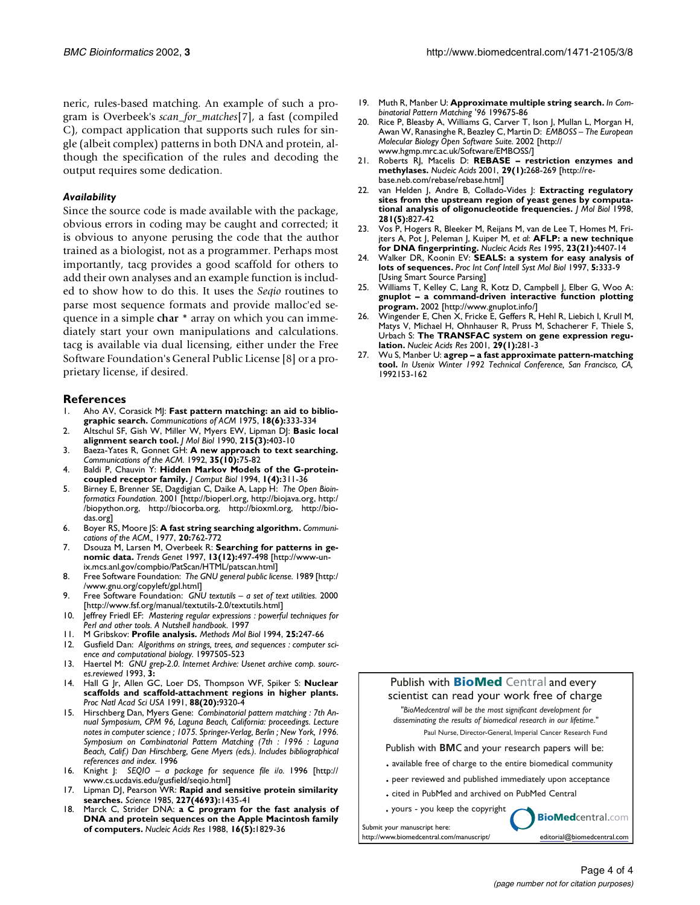neric, rules-based matching. An example of such a program is Overbeek's *scan_for_matches*[7], a fast (compiled C), compact application that supports such rules for single (albeit complex) patterns in both DNA and protein, although the specification of the rules and decoding the output requires some dedication.

### *Availability*

Since the source code is made available with the package, obvious errors in coding may be caught and corrected; it is obvious to anyone perusing the code that the author trained as a biologist, not as a programmer. Perhaps most importantly, tacg provides a good scaffold for others to add their own analyses and an example function is included to show how to do this. It uses the *Seqio* routines to parse most sequence formats and provide malloc'ed sequence in a simple **char** * array on which you can immediately start your own manipulations and calculations. tacg is available via dual licensing, either under the Free Software Foundation's General Public License [8] or a proprietary license, if desired.

## References

1. Aho AV, Corasick MJ: **Fast pattern matching: an aid to bibliographic search.** *Communications of ACM* 1975, **18(6):**333-334
2. Altschul SF, Gish W, Miller W, Myers EW, Lipman DJ: **Basic local alignment search tool.** *J Mol Biol* 1990, **215(3):**403-10
3. Baeza-Yates R, Gonnet GH: **A new approach to text searching.** *Communications of the ACM.* 1992, **35(10):**75-82
4. Baldi P, Chauvin Y: **Hidden Markov Models of the G-protein-coupled receptor family.** *J Comput Biol* 1994, **1(4):**311-36
5. Birney E, Brenner SE, Dagdigian C, Daike A, Lapp H: *The Open Bioinformatics Foundation.* 2001 [http://bioperl.org, http://biojava.org, http://biopython.org, http://biocorba.org, http://bioxml.org, http://biodas.org]
6. Boyer RS, Moore JS: **A fast string searching algorithm.** *Communications of the ACM.,* 1977, **20:**762-772
7. Dsouza M, Larsen M, Overbeek R: **Searching for patterns in genomic data.** *Trends Genet* 1997, **13(12):**497-498 [http://www-unix.mcs.anl.gov/compbio/PatScan/HTML/patscan.html]
8. Free Software Foundation: *The GNU general public license.* 1989 [http://www.gnu.org/copyleft/gpl.html]
9. Free Software Foundation: *GNU textutils – a set of text utilities.* 2000 [http://www.fsf.org/manual/textutils-2.0/textutils.html]
10. Jeffrey Friedl EF: *Mastering regular expressions : powerful techniques for Perl and other tools. A Nutshell handbook.* 1997
11. M Gribskov: **Profile analysis.** *Methods Mol Biol* 1994, **25:**247-66
12. Gusfield Dan: *Algorithms on strings, trees, and sequences : computer science and computational biology.* 1997505-523
13. Haertel M: *GNU grep-2.0. Internet Archive: Usenet archive comp. sources.reviewed* 1993, **3:**
14. Hall G Jr, Allen GC, Loer DS, Thompson WF, Spiker S: **Nuclear scaffolds and scaffold-attachment regions in higher plants.** *Proc Natl Acad Sci USA* 1991, **88(20):**9320-4
15. Hirschberg Dan, Myers Gene: *Combinatorial pattern matching : 7th Annual Symposium, CPM 96, Laguna Beach, California: proceedings. Lecture notes in computer science ; 1075. Springer-Verlag, Berlin ; New York, 1996. Symposium on Combinatorial Pattern Matching (7th : 1996 : Laguna Beach, Calif.) Dan Hirschberg, Gene Myers (eds.). Includes bibliographical references and index.* 1996
16. Knight J: *SEQIO – a package for sequence file i/o.* 1996 [http://www.cs.ucdavis.edu/gusfield/seqio.html]
17. Lipman DJ, Pearson WR: **Rapid and sensitive protein similarity searches.** *Science* 1985, **227(4693):**1435-41
18. Marck C, Strider DNA: **a C program for the fast analysis of DNA and protein sequences on the Apple Macintosh family of computers.** *Nucleic Acids Res* 1988, **16(5):**1829-36
19. Muth R, Manber U: **Approximate multiple string search.** *In Combinatorial Pattern Matching '96* 199675-86
20. Rice P, Bleasby A, Williams G, Carver T, Ison J, Mullan L, Morgan H, Awan W, Ranasinghe R, Beazley C, Martin D: *EMBOSS – The European Molecular Biology Open Software Suite.* 2002 [http://www.hgmp.mrc.ac.uk/Software/EMBOSS/]
21. Roberts RJ, Macelis D: **REBASE – restriction enzymes and methylases.** *Nucleic Acids* 2001, **29(1):**268-269 [http://rebase.neb.com/rebase/rebase.html]
22. van Helden J, Andre B, Collado-Vides J: **Extracting regulatory sites from the upstream region of yeast genes by computational analysis of oligonucleotide frequencies.** *J Mol Biol* 1998, **281(5):**827-42
23. Vos P, Hogers R, Bleeker M, Reijans M, van de Lee T, Homes M, Frijters A, Pot J, Peleman J, Kuiper M, *et al*: **AFLP: a new technique for DNA fingerprinting.** *Nucleic Acids Res* 1995, **23(21):**4407-14
24. Walker DR, Koonin EV: **SEALS: a system for easy analysis of lots of sequences.** *Proc Int Conf Intell Syst Mol Biol* 1997, **5:**333-9 [Using Smart Source Parsing]
25. Williams T, Kelley C, Lang R, Kotz D, Campbell J, Elber G, Woo A: **gnuplot – a command-driven interactive function plotting program.** 2002 [http://www.gnuplot.info/]
26. Wingender E, Chen X, Fricke E, Geffers R, Hehl R, Liebich I, Krull M, Matys V, Michael H, Ohnhauser R, Pruss M, Schacherer F, Thiele S, Urbach S: **The TRANSFAC system on gene expression regulation.** *Nucleic Acids Res* 2001, **29(1):**281-3
27. Wu S, Manber U: **agrep – a fast approximate pattern-matching tool.** *In Usenix Winter 1992 Technical Conference, San Francisco, CA,* 1992153-162

Publish with **BioMed** Central and every scientist can read your work free of charge

*"BioMedcentral will be the most significant development for disseminating the results of biomedical research in our lifetime."*

Paul Nurse, Director-General, Imperial Cancer Research Fund

Publish with **BMC** and your research papers will be:

- available free of charge to the entire biomedical community
- peer reviewed and published immediately upon acceptance
- cited in PubMed and archived on PubMed Central
- yours - you keep the copyright

**BioMed**central.com

Submit your manuscript here:
http://www.biomedcentral.com/manuscript/

editorial@biomedcentral.com